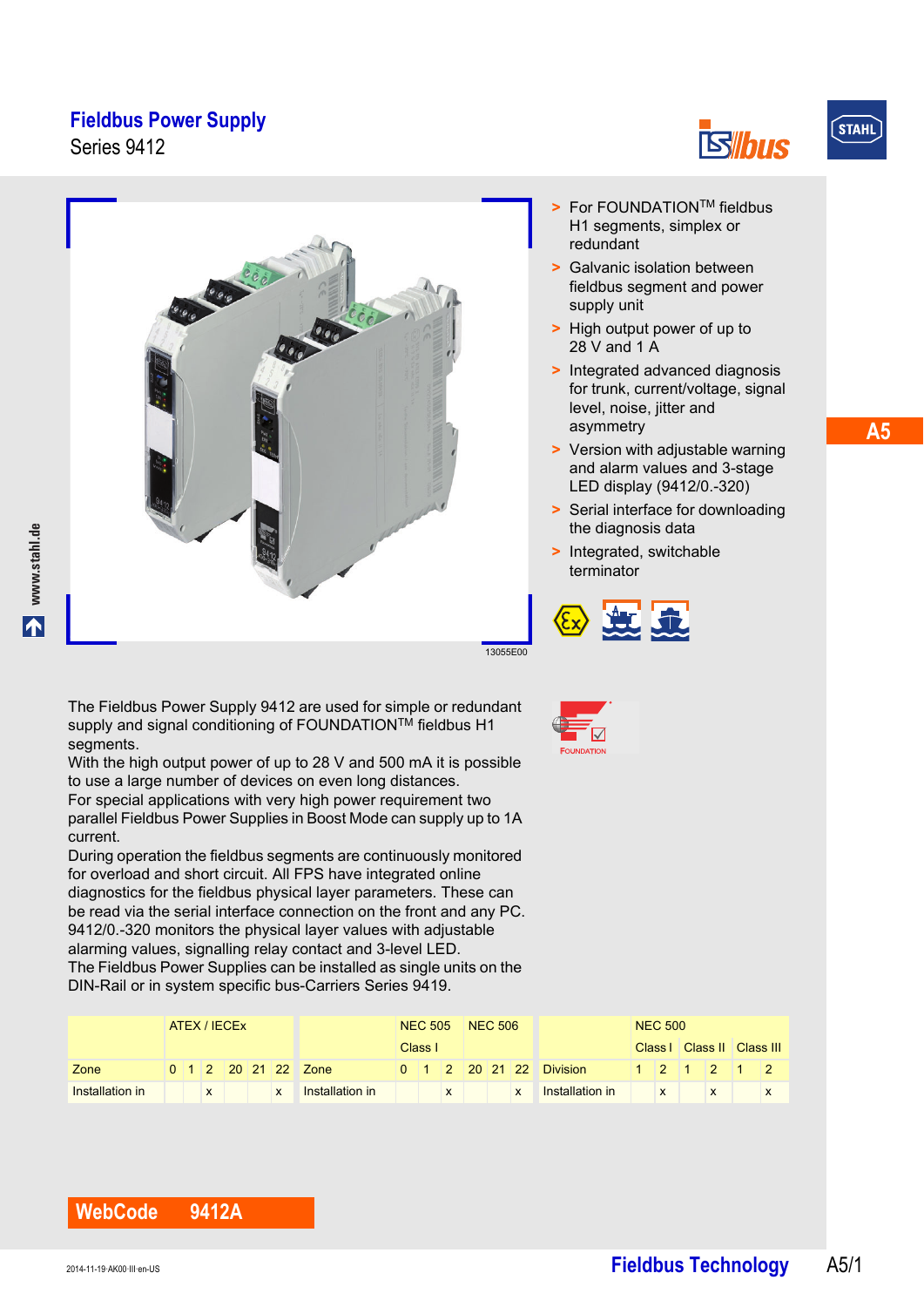# Fieldbus Power Supply

Series 9412

- For FOUNDATION™ fieldbus H1 segments, simplex or redundant
- Galvanic isolation between fieldbus segment and power supply unit
- High output power of up to 28 V and 1 A
- Integrated advanced diagnosis for trunk, current/voltage, signal level, noise, jitter and asymmetry
- Version with adjustable warning and alarm values and 3-stage LED display (9412/0.-320)
- Serial interface for downloading the diagnosis data
- Integrated, switchable terminator

13055E00

The Fieldbus Power Supply 9412 are used for simple or redundant supply and signal conditioning of FOUNDATION™ fieldbus H1 segments.
With the high output power of up to 28 V and 500 mA it is possible to use a large number of devices on even long distances.
For special applications with very high power requirement two parallel Fieldbus Power Supplies in Boost Mode can supply up to 1A current.
During operation the fieldbus segments are continuously monitored for overload and short circuit. All FPS have integrated online diagnostics for the fieldbus physical layer parameters. These can be read via the serial interface connection on the front and any PC. 9412/0.-320 monitors the physical layer values with adjustable alarming values, signalling relay contact and 3-level LED.
The Fieldbus Power Supplies can be installed as single units on the DIN-Rail or in system specific bus-Carriers Series 9419.

| | ATEX / IECEx | | | | | |
|---|---|---|---|---|---|---|
| Zone | 0 | 1 | 2 | 20 | 21 | 22 |
| Installation in | | | x | | | x |

| | NEC 505 | | | NEC 506 | | |
|---|---|---|---|---|---|---|
| | Class I | | | | | |
| Zone | 0 | 1 | 2 | 20 | 21 | 22 |
| Installation in | | | x | | | x |

| | NEC 500 | | | | | |
|---|---|---|---|---|---|---|
| | Class I | | Class II | | Class III | |
| Division | 1 | 2 | 1 | 2 | 1 | 2 |
| Installation in | | x | | x | | x |

**WebCode 9412A**

2014-11-19·AK00·III·en-US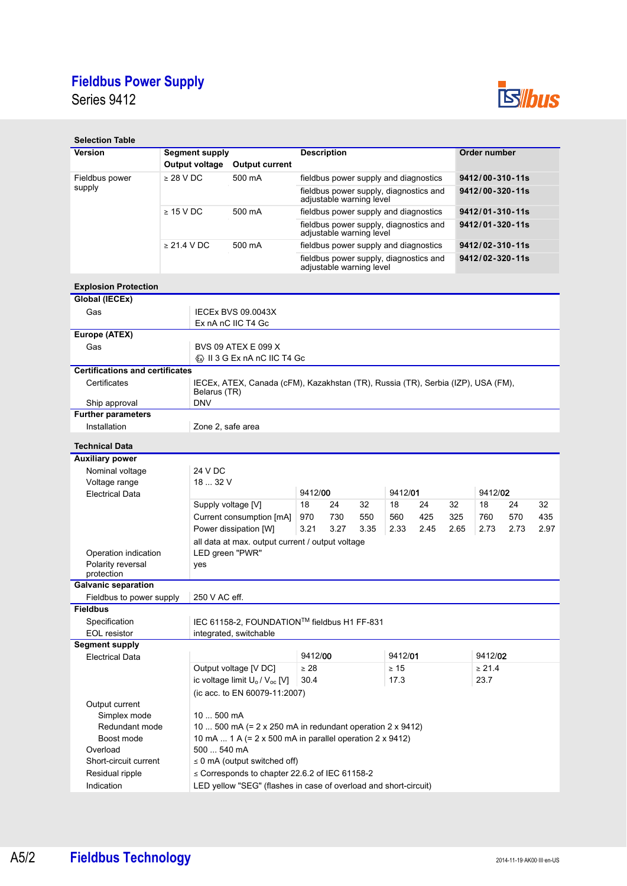# Fieldbus Power Supply

Series 9412

## Selection Table

| Version | Segment supply | | Description | Order number |
|---|---|---|---|---|
| | Output voltage | Output current | | |
| Fieldbus power supply | ≥ 28 V DC | 500 mA | fieldbus power supply and diagnostics | **9412/00-310-11s** |
| | | | fieldbus power supply, diagnostics and adjustable warning level | **9412/00-320-11s** |
| | ≥ 15 V DC | 500 mA | fieldbus power supply and diagnostics | **9412/01-310-11s** |
| | | | fieldbus power supply, diagnostics and adjustable warning level | **9412/01-320-11s** |
| | ≥ 21.4 V DC | 500 mA | fieldbus power supply and diagnostics | **9412/02-310-11s** |
| | | | fieldbus power supply, diagnostics and adjustable warning level | **9412/02-320-11s** |

## Explosion Protection

| | |
|---|---|
| **Global (IECEx)** | |
| Gas | IECEx BVS 09.0043X<br>Ex nA nC IIC T4 Gc |
| **Europe (ATEX)** | |
| Gas | BVS 09 ATEX E 099 X<br>Ⓔx II 3 G Ex nA nC IIC T4 Gc |
| **Certifications and certificates** | |
| Certificates | IECEx, ATEX, Canada (cFM), Kazakhstan (TR), Russia (TR), Serbia (IZP), USA (FM), Belarus (TR) |
| Ship approval | DNV |
| **Further parameters** | |
| Installation | Zone 2, safe area |

## Technical Data

**Auxiliary power**

| | |
|---|---|
| Nominal voltage | 24 V DC |
| Voltage range | 18 ... 32 V |

Electrical Data

| | 9412/**00** | | | 9412/**01** | | | 9412/**02** | | |
|---|---|---|---|---|---|---|---|---|---|
| Supply voltage [V] | 18 | 24 | 32 | 18 | 24 | 32 | 18 | 24 | 32 |
| Current consumption [mA] | 970 | 730 | 550 | 560 | 425 | 325 | 760 | 570 | 435 |
| Power dissipation [W] | 3.21 | 3.27 | 3.35 | 2.33 | 2.45 | 2.65 | 2.73 | 2.73 | 2.97 |

all data at max. output current / output voltage

| | |
|---|---|
| Operation indication | LED green "PWR" |
| Polarity reversal protection | yes |
| **Galvanic separation** | |
| Fieldbus to power supply | 250 V AC eff. |
| **Fieldbus** | |
| Specification | IEC 61158-2, FOUNDATION™ fieldbus H1 FF-831 |
| EOL resistor | integrated, switchable |

**Segment supply**

Electrical Data

| | 9412/**00** | 9412/**01** | 9412/**02** |
|---|---|---|---|
| Output voltage [V DC] | ≥ 28 | ≥ 15 | ≥ 21.4 |
| ic voltage limit $U_o$ / $V_{oc}$ [V] | 30.4 | 17.3 | 23.7 |

(ic acc. to EN 60079-11:2007)

| | |
|---|---|
| Output current | |
| Simplex mode | 10 ... 500 mA |
| Redundant mode | 10 ... 500 mA (= 2 x 250 mA in redundant operation 2 x 9412) |
| Boost mode | 10 mA ... 1 A (= 2 x 500 mA in parallel operation 2 x 9412) |
| Overload | 500 ... 540 mA |
| Short-circuit current | ≤ 0 mA (output switched off) |
| Residual ripple | ≤ Corresponds to chapter 22.6.2 of IEC 61158-2 |
| Indication | LED yellow "SEG" (flashes in case of overload and short-circuit) |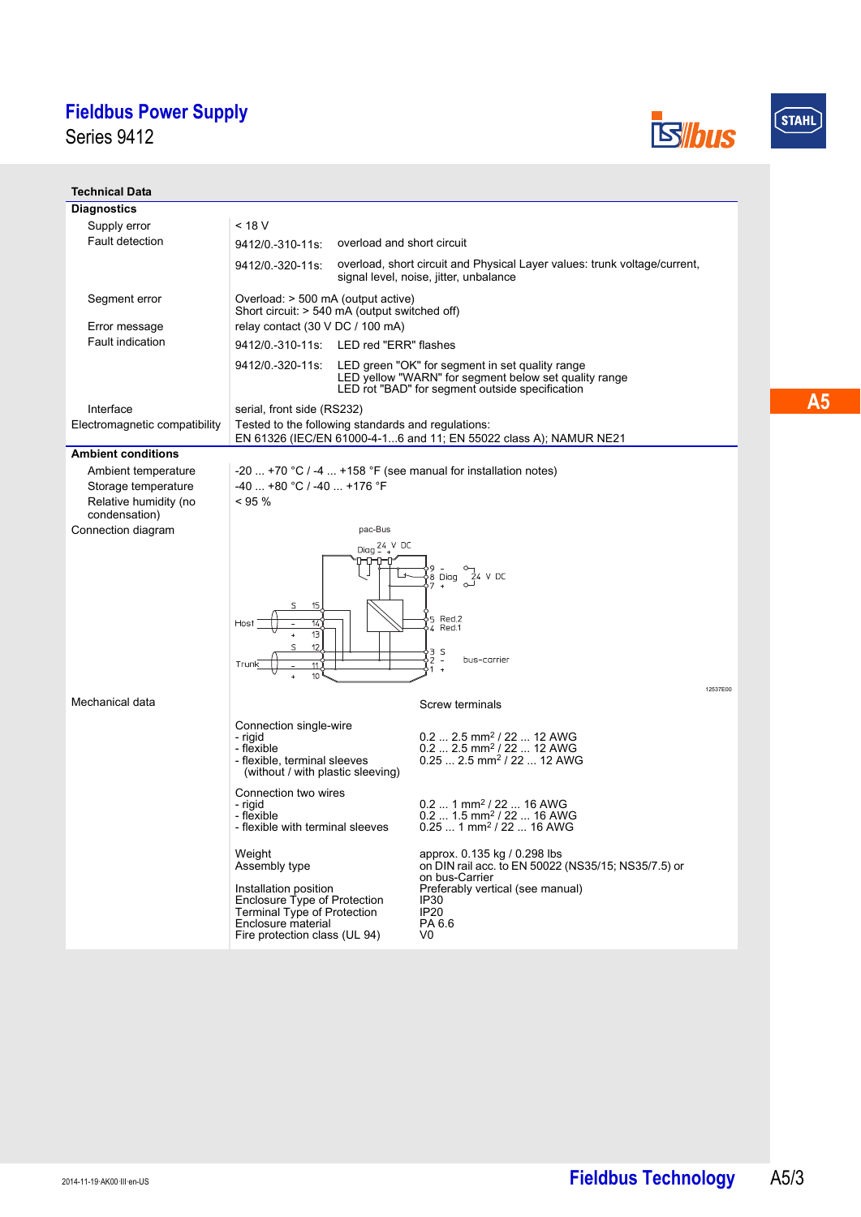# Fieldbus Power Supply

Series 9412

## Technical Data

| | |
|---|---|
| **Diagnostics** | |
| Supply error | < 18 V |
| Fault detection | 9412/0.-310-11s: overload and short circuit |
| | 9412/0.-320-11s: overload, short circuit and Physical Layer values: trunk voltage/current, signal level, noise, jitter, unbalance |
| Segment error | Overload: > 500 mA (output active)<br>Short circuit: > 540 mA (output switched off) |
| Error message | relay contact (30 V DC / 100 mA) |
| Fault indication | 9412/0.-310-11s: LED red "ERR" flashes |
| | 9412/0.-320-11s: LED green "OK" for segment in set quality range<br>LED yellow "WARN" for segment below set quality range<br>LED rot "BAD" for segment outside specification |
| Interface | serial, front side (RS232) |
| Electromagnetic compatibility | Tested to the following standards and regulations:<br>EN 61326 (IEC/EN 61000-4-1...6 and 11; EN 55022 class A); NAMUR NE21 |
| **Ambient conditions** | |
| Ambient temperature | -20 ... +70 °C / -4 ... +158 °F (see manual for installation notes) |
| Storage temperature | -40 ... +80 °C / -40 ... +176 °F |
| Relative humidity (no condensation) | < 95 % |
| Connection diagram | pac-Bus; Diag 24 V DC; 9 –, 8 Diag, 7 +, 24 V DC; Host: S 15, – 14, + 13; Trunk: S 12, – 11, + 10; 5 Red.2, 4 Red.1; 3 S, 2 –, 1 +, bus-carrier; 12537E00 |
| Mechanical data | Screw terminals |

| | |
|---|---|
| Connection single-wire | |
| - rigid | 0.2 ... 2.5 mm² / 22 ... 12 AWG |
| - flexible | 0.2 ... 2.5 mm² / 22 ... 12 AWG |
| - flexible, terminal sleeves (without / with plastic sleeving) | 0.25 ... 2.5 mm² / 22 ... 12 AWG |
| Connection two wires | |
| - rigid | 0.2 ... 1 mm² / 22 ... 16 AWG |
| - flexible | 0.2 ... 1.5 mm² / 22 ... 16 AWG |
| - flexible with terminal sleeves | 0.25 ... 1 mm² / 22 ... 16 AWG |
| Weight | approx. 0.135 kg / 0.298 lbs |
| Assembly type | on DIN rail acc. to EN 50022 (NS35/15; NS35/7.5) or on bus-Carrier |
| Installation position | Preferably vertical (see manual) |
| Enclosure Type of Protection | IP30 |
| Terminal Type of Protection | IP20 |
| Enclosure material | PA 6.6 |
| Fire protection class (UL 94) | V0 |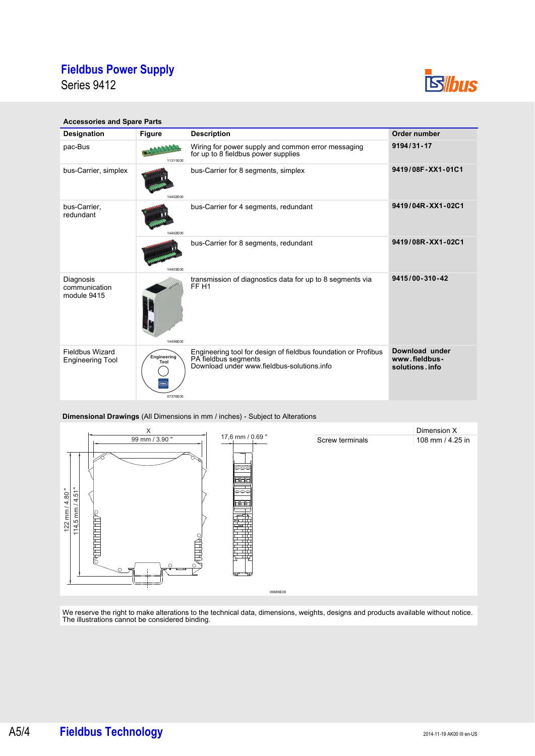# Fieldbus Power Supply

Series 9412

### Accessories and Spare Parts

| Designation | Figure | Description | Order number |
|---|---|---|---|
| pac-Bus | 11311E00 | Wiring for power supply and common error messaging for up to 8 fieldbus power supplies | **9194/31-17** |
| bus-Carrier, simplex | 14402E00 | bus-Carrier for 8 segments, simplex | **9419/08F-XX1-01C1** |
| bus-Carrier, redundant | 14402E00 | bus-Carrier for 4 segments, redundant | **9419/04R-XX1-02C1** |
| | 14403E00 | bus-Carrier for 8 segments, redundant | **9419/08R-XX1-02C1** |
| Diagnosis communication module 9415 | 14406E00 | transmission of diagnostics data for up to 8 segments via FF H1 | **9415/00-310-42** |
| Fieldbus Wizard Engineering Tool | Engineering Tool 07376E00 | Engineering tool for design of fieldbus foundation or Profibus PA fieldbus segments<br>Download under www.fieldbus-solutions.info | **Download under www.fieldbus-solutions.info** |

**Dimensional Drawings** (All Dimensions in mm / inches) - Subject to Alterations

X

99 mm / 3.90 "

17,6 mm / 0.69 "

122 mm / 4.80 "

114,5 mm / 4.51 "

09685E00

| | Dimension X |
|---|---|
| Screw terminals | 108 mm / 4.25 in |

We reserve the right to make alterations to the technical data, dimensions, weights, designs and products available without notice. The illustrations cannot be considered binding.